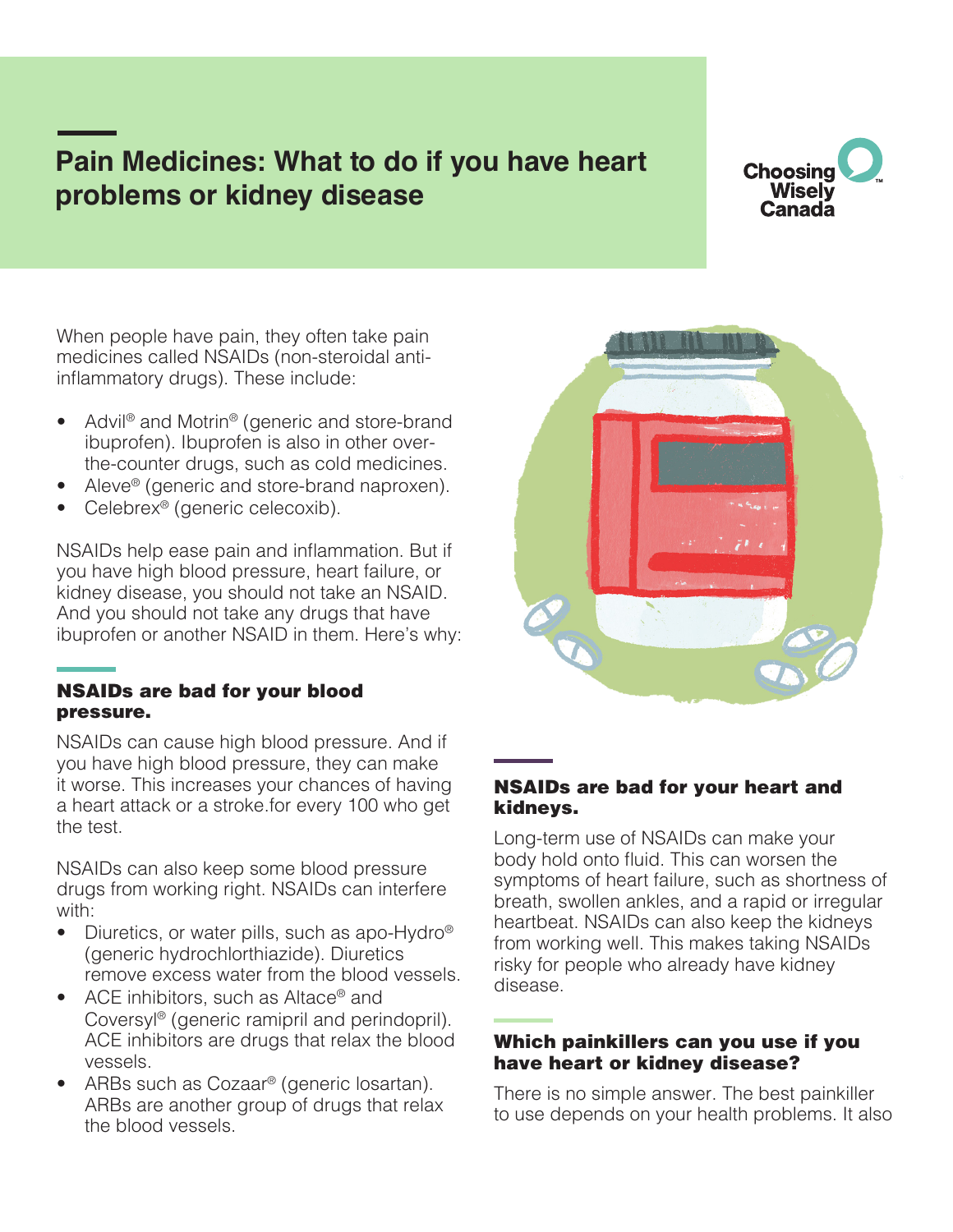# Pain Medicines: What to do if you have heart problems or kidney disease

Choosing Wisely Canada

When people have pain, they often take pain medicines called NSAIDs (non-steroidal anti-inflammatory drugs). These include:

- Advil® and Motrin® (generic and store-brand ibuprofen). Ibuprofen is also in other over-the-counter drugs, such as cold medicines.
- Aleve® (generic and store-brand naproxen).
- Celebrex® (generic celecoxib).

NSAIDs help ease pain and inflammation. But if you have high blood pressure, heart failure, or kidney disease, you should not take an NSAID. And you should not take any drugs that have ibuprofen or another NSAID in them. Here's why:

## NSAIDs are bad for your blood pressure.

NSAIDs can cause high blood pressure. And if you have high blood pressure, they can make it worse. This increases your chances of having a heart attack or a stroke.for every 100 who get the test.

NSAIDs can also keep some blood pressure drugs from working right. NSAIDs can interfere with:

- Diuretics, or water pills, such as apo-Hydro® (generic hydrochlorthiazide). Diuretics remove excess water from the blood vessels.
- ACE inhibitors, such as Altace® and Coversyl® (generic ramipril and perindopril). ACE inhibitors are drugs that relax the blood vessels.
- ARBs such as Cozaar® (generic losartan). ARBs are another group of drugs that relax the blood vessels.

## NSAIDs are bad for your heart and kidneys.

Long-term use of NSAIDs can make your body hold onto fluid. This can worsen the symptoms of heart failure, such as shortness of breath, swollen ankles, and a rapid or irregular heartbeat. NSAIDs can also keep the kidneys from working well. This makes taking NSAIDs risky for people who already have kidney disease.

## Which painkillers can you use if you have heart or kidney disease?

There is no simple answer. The best painkiller to use depends on your health problems. It also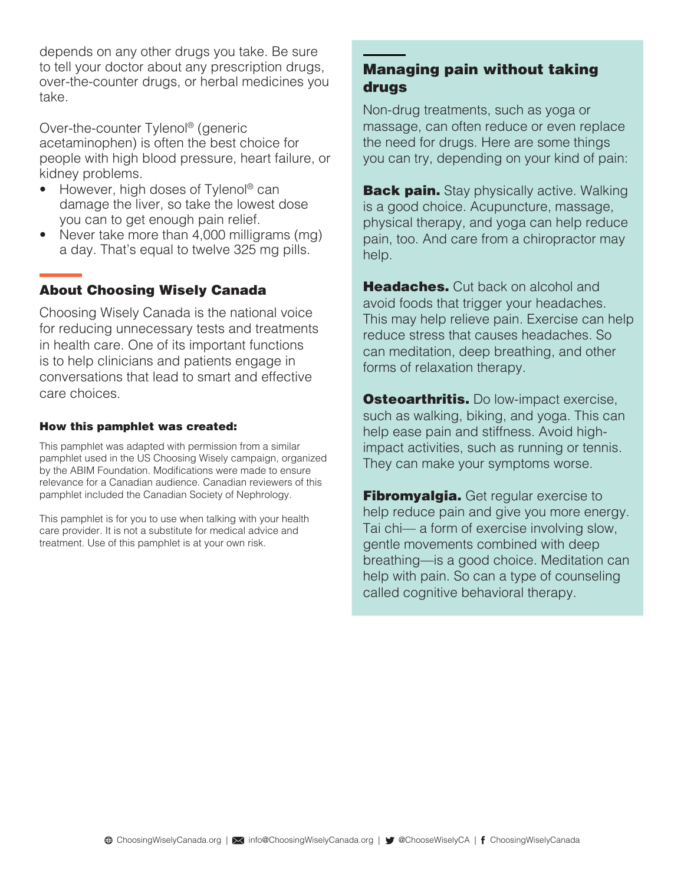depends on any other drugs you take. Be sure to tell your doctor about any prescription drugs, over-the-counter drugs, or herbal medicines you take.

Over-the-counter Tylenol® (generic acetaminophen) is often the best choice for people with high blood pressure, heart failure, or kidney problems.

- However, high doses of Tylenol® can damage the liver, so take the lowest dose you can to get enough pain relief.
- Never take more than 4,000 milligrams (mg) a day. That's equal to twelve 325 mg pills.

## About Choosing Wisely Canada

Choosing Wisely Canada is the national voice for reducing unnecessary tests and treatments in health care. One of its important functions is to help clinicians and patients engage in conversations that lead to smart and effective care choices.

#### How this pamphlet was created:

This pamphlet was adapted with permission from a similar pamphlet used in the US Choosing Wisely campaign, organized by the ABIM Foundation. Modifications were made to ensure relevance for a Canadian audience. Canadian reviewers of this pamphlet included the Canadian Society of Nephrology.

This pamphlet is for you to use when talking with your health care provider. It is not a substitute for medical advice and treatment. Use of this pamphlet is at your own risk.

## Managing pain without taking drugs

Non-drug treatments, such as yoga or massage, can often reduce or even replace the need for drugs. Here are some things you can try, depending on your kind of pain:

**Back pain.** Stay physically active. Walking is a good choice. Acupuncture, massage, physical therapy, and yoga can help reduce pain, too. And care from a chiropractor may help.

**Headaches.** Cut back on alcohol and avoid foods that trigger your headaches. This may help relieve pain. Exercise can help reduce stress that causes headaches. So can meditation, deep breathing, and other forms of relaxation therapy.

**Osteoarthritis.** Do low-impact exercise, such as walking, biking, and yoga. This can help ease pain and stiffness. Avoid high-impact activities, such as running or tennis. They can make your symptoms worse.

**Fibromyalgia.** Get regular exercise to help reduce pain and give you more energy. Tai chi— a form of exercise involving slow, gentle movements combined with deep breathing—is a good choice. Meditation can help with pain. So can a type of counseling called cognitive behavioral therapy.

ChoosingWiselyCanada.org | info@ChoosingWiselyCanada.org | @ChooseWiselyCA | ChoosingWiselyCanada